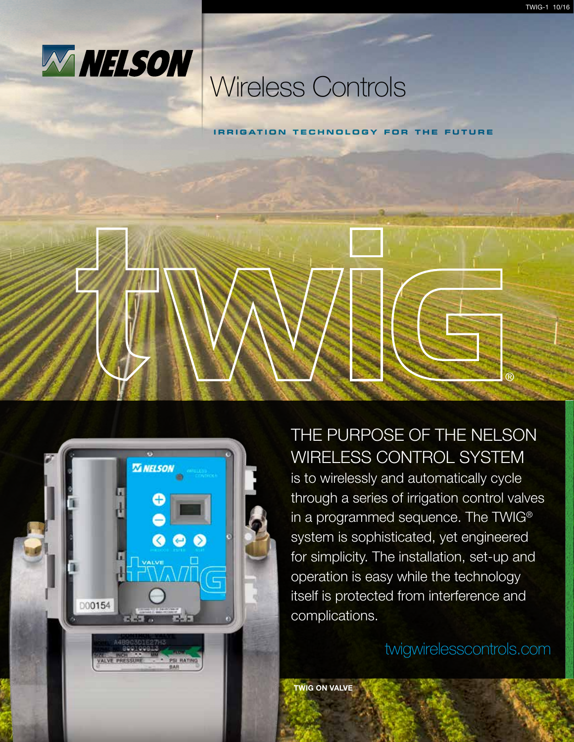# NELSON

# Wireless Controls

**IRRIGATION TECHNOLOGY FOR THE FUTURE**

# twig®

## THE PURPOSE OF THE NELSON WIRELESS CONTROL SYSTEM

is to wirelessly and automatically cycle through a series of irrigation control valves in a programmed sequence. The TWIG® system is sophisticated, yet engineered for simplicity. The installation, set-up and operation is easy while the technology itself is protected from interference and complications.

twigwirelesscontrols.com

**TWIG ON VALVE**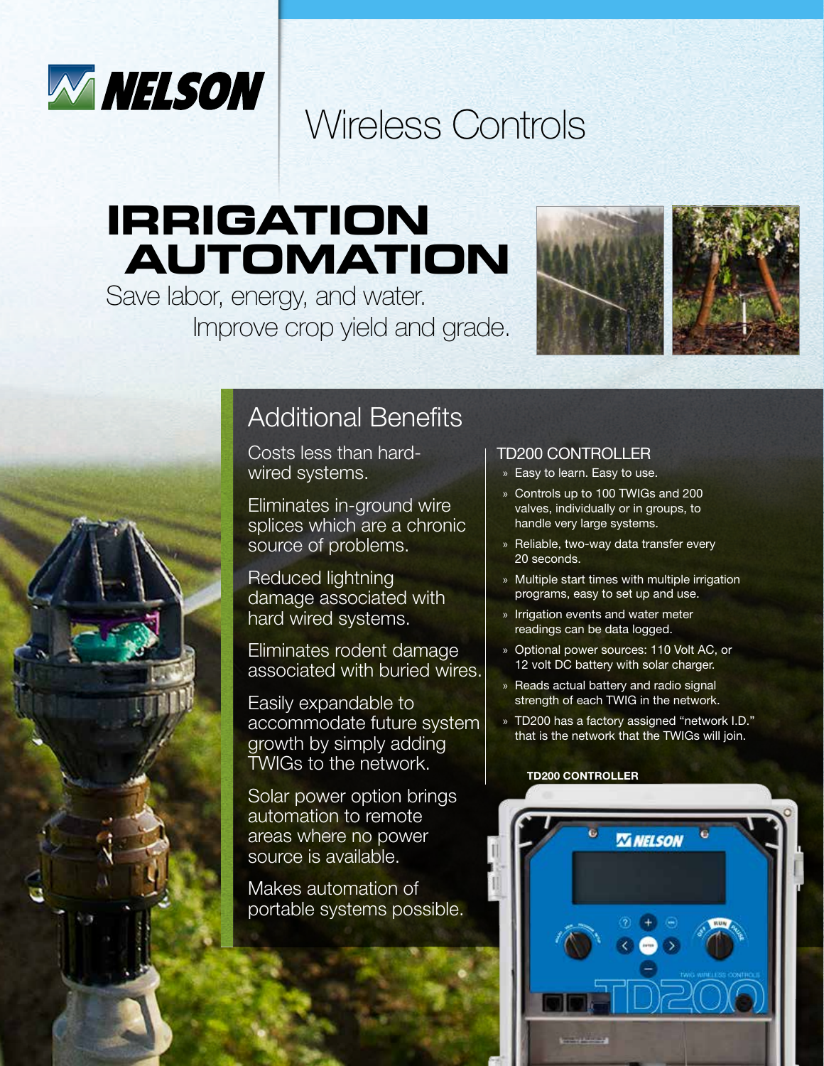# NELSON

## Wireless Controls

# IRRIGATION AUTOMATION

Save labor, energy, and water.
Improve crop yield and grade.

## Additional Benefits

Costs less than hard-wired systems.

Eliminates in-ground wire splices which are a chronic source of problems.

Reduced lightning damage associated with hard wired systems.

Eliminates rodent damage associated with buried wires.

Easily expandable to accommodate future system growth by simply adding TWIGs to the network.

Solar power option brings automation to remote areas where no power source is available.

Makes automation of portable systems possible.

### TD200 CONTROLLER

- Easy to learn. Easy to use.
- Controls up to 100 TWIGs and 200 valves, individually or in groups, to handle very large systems.
- Reliable, two-way data transfer every 20 seconds.
- Multiple start times with multiple irrigation programs, easy to set up and use.
- Irrigation events and water meter readings can be data logged.
- Optional power sources: 110 Volt AC, or 12 volt DC battery with solar charger.
- Reads actual battery and radio signal strength of each TWIG in the network.
- TD200 has a factory assigned "network I.D." that is the network that the TWIGs will join.

**TD200 CONTROLLER**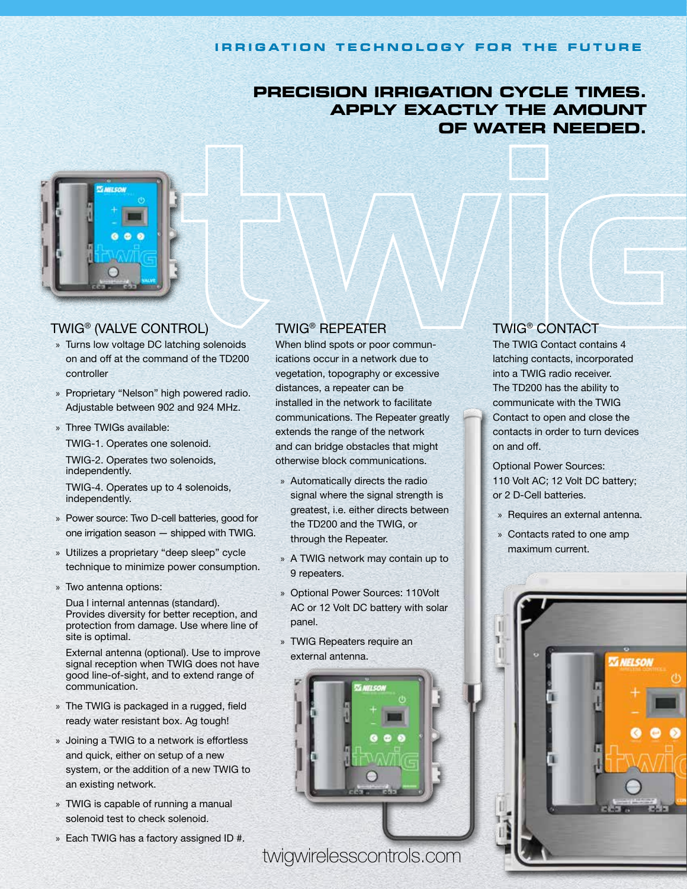IRRIGATION TECHNOLOGY FOR THE FUTURE

# PRECISION IRRIGATION CYCLE TIMES. APPLY EXACTLY THE AMOUNT OF WATER NEEDED.

## TWIG® (VALVE CONTROL)

- Turns low voltage DC latching solenoids on and off at the command of the TD200 controller
- Proprietary "Nelson" high powered radio. Adjustable between 902 and 924 MHz.
- Three TWIGs available:

  TWIG-1. Operates one solenoid.

  TWIG-2. Operates two solenoids, independently.

  TWIG-4. Operates up to 4 solenoids, independently.
- Power source: Two D-cell batteries, good for one irrigation season — shipped with TWIG.
- Utilizes a proprietary "deep sleep" cycle technique to minimize power consumption.
- Two antenna options:

  Dua l internal antennas (standard). Provides diversity for better reception, and protection from damage. Use where line of site is optimal.

  External antenna (optional). Use to improve signal reception when TWIG does not have good line-of-sight, and to extend range of communication.
- The TWIG is packaged in a rugged, field ready water resistant box. Ag tough!
- Joining a TWIG to a network is effortless and quick, either on setup of a new system, or the addition of a new TWIG to an existing network.
- TWIG is capable of running a manual solenoid test to check solenoid.
- Each TWIG has a factory assigned ID #.

## TWIG® REPEATER

When blind spots or poor communications occur in a network due to vegetation, topography or excessive distances, a repeater can be installed in the network to facilitate communications. The Repeater greatly extends the range of the network and can bridge obstacles that might otherwise block communications.

- Automatically directs the radio signal where the signal strength is greatest, i.e. either directs between the TD200 and the TWIG, or through the Repeater.
- A TWIG network may contain up to 9 repeaters.
- Optional Power Sources: 110Volt AC or 12 Volt DC battery with solar panel.
- TWIG Repeaters require an external antenna.

## TWIG® CONTACT

The TWIG Contact contains 4 latching contacts, incorporated into a TWIG radio receiver. The TD200 has the ability to communicate with the TWIG Contact to open and close the contacts in order to turn devices on and off.

Optional Power Sources: 110 Volt AC; 12 Volt DC battery; or 2 D-Cell batteries.

- Requires an external antenna.
- Contacts rated to one amp maximum current.

twigwirelesscontrols.com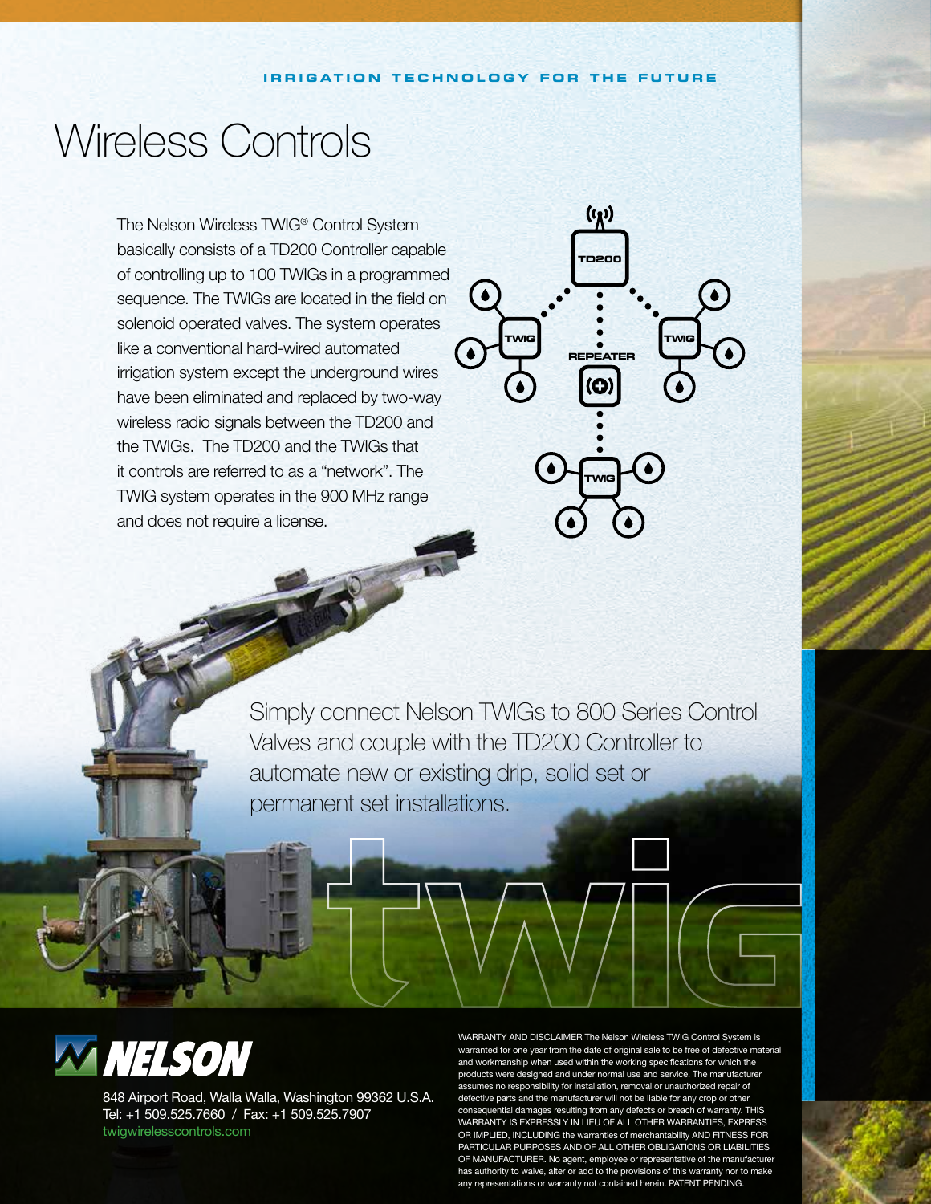IRRIGATION TECHNOLOGY FOR THE FUTURE

# Wireless Controls

The Nelson Wireless TWIG® Control System basically consists of a TD200 Controller capable of controlling up to 100 TWIGs in a programmed sequence. The TWIGs are located in the field on solenoid operated valves. The system operates like a conventional hard-wired automated irrigation system except the underground wires have been eliminated and replaced by two-way wireless radio signals between the TD200 and the TWIGs. The TD200 and the TWIGs that it controls are referred to as a "network". The TWIG system operates in the 900 MHz range and does not require a license.

TD200

TWIG

REPEATER

TWIG

TWIG

Simply connect Nelson TWIGs to 800 Series Control Valves and couple with the TD200 Controller to automate new or existing drip, solid set or permanent set installations.

twig

NELSON

848 Airport Road, Walla Walla, Washington 99362 U.S.A.
Tel: +1 509.525.7660 / Fax: +1 509.525.7907
twigwirelesscontrols.com

WARRANTY AND DISCLAIMER The Nelson Wireless TWIG Control System is warranted for one year from the date of original sale to be free of defective material and workmanship when used within the working specifications for which the products were designed and under normal use and service. The manufacturer assumes no responsibility for installation, removal or unauthorized repair of defective parts and the manufacturer will not be liable for any crop or other consequential damages resulting from any defects or breach of warranty. THIS WARRANTY IS EXPRESSLY IN LIEU OF ALL OTHER WARRANTIES, EXPRESS OR IMPLIED, INCLUDING the warranties of merchantability AND FITNESS FOR PARTICULAR PURPOSES AND OF ALL OTHER OBLIGATIONS OR LIABILITIES OF MANUFACTURER. No agent, employee or representative of the manufacturer has authority to waive, alter or add to the provisions of this warranty nor to make any representations or warranty not contained herein. PATENT PENDING.